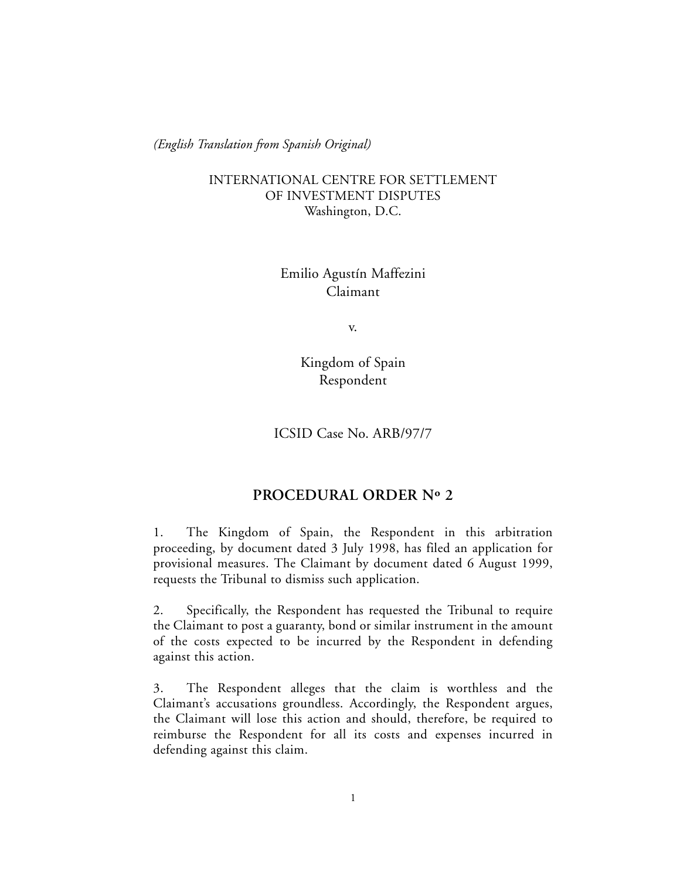*(English Translation from Spanish Original)*

INTERNATIONAL CENTRE FOR SETTLEMENT
OF INVESTMENT DISPUTES
Washington, D.C.

Emilio Agustín Maffezini
Claimant

v.

Kingdom of Spain
Respondent

ICSID Case No. ARB/97/7

## PROCEDURAL ORDER Nº 2

1. The Kingdom of Spain, the Respondent in this arbitration proceeding, by document dated 3 July 1998, has filed an application for provisional measures. The Claimant by document dated 6 August 1999, requests the Tribunal to dismiss such application.

2. Specifically, the Respondent has requested the Tribunal to require the Claimant to post a guaranty, bond or similar instrument in the amount of the costs expected to be incurred by the Respondent in defending against this action.

3. The Respondent alleges that the claim is worthless and the Claimant's accusations groundless. Accordingly, the Respondent argues, the Claimant will lose this action and should, therefore, be required to reimburse the Respondent for all its costs and expenses incurred in defending against this claim.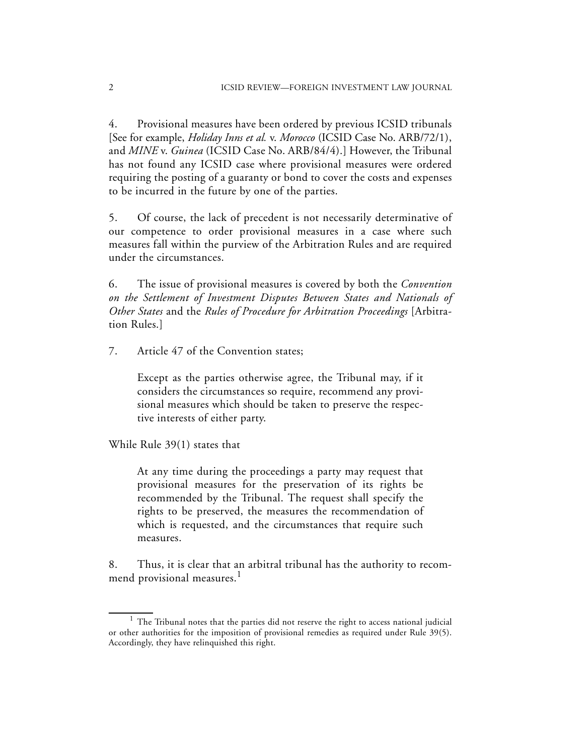4. Provisional measures have been ordered by previous ICSID tribunals [See for example, *Holiday Inns et al.* v. *Morocco* (ICSID Case No. ARB/72/1), and *MINE* v. *Guinea* (ICSID Case No. ARB/84/4).] However, the Tribunal has not found any ICSID case where provisional measures were ordered requiring the posting of a guaranty or bond to cover the costs and expenses to be incurred in the future by one of the parties.

5. Of course, the lack of precedent is not necessarily determinative of our competence to order provisional measures in a case where such measures fall within the purview of the Arbitration Rules and are required under the circumstances.

6. The issue of provisional measures is covered by both the *Convention on the Settlement of Investment Disputes Between States and Nationals of Other States* and the *Rules of Procedure for Arbitration Proceedings* [Arbitration Rules.]

7. Article 47 of the Convention states;

> Except as the parties otherwise agree, the Tribunal may, if it considers the circumstances so require, recommend any provisional measures which should be taken to preserve the respective interests of either party.

While Rule 39(1) states that

> At any time during the proceedings a party may request that provisional measures for the preservation of its rights be recommended by the Tribunal. The request shall specify the rights to be preserved, the measures the recommendation of which is requested, and the circumstances that require such measures.

8. Thus, it is clear that an arbitral tribunal has the authority to recommend provisional measures.[1]

[1] The Tribunal notes that the parties did not reserve the right to access national judicial or other authorities for the imposition of provisional remedies as required under Rule 39(5). Accordingly, they have relinquished this right.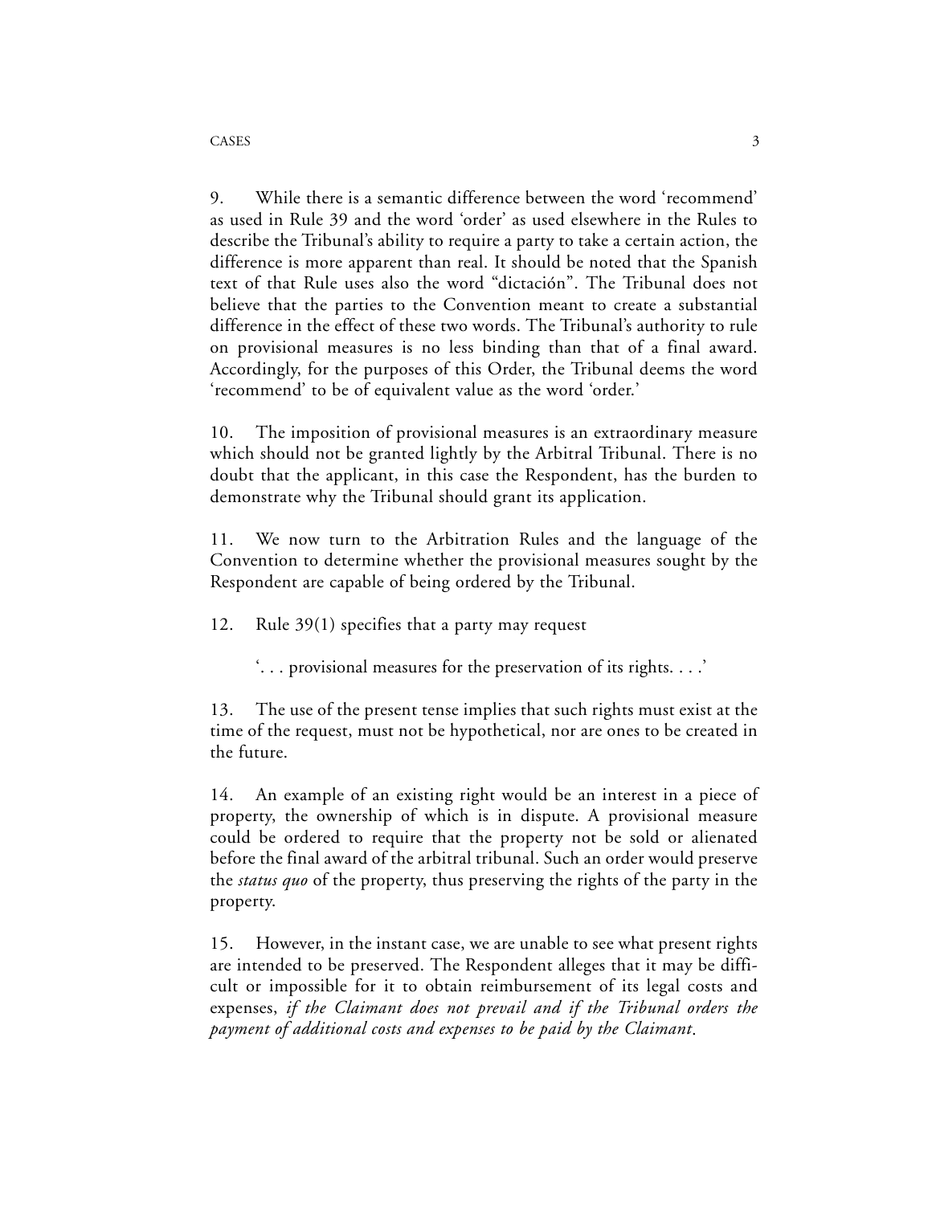9. While there is a semantic difference between the word 'recommend' as used in Rule 39 and the word 'order' as used elsewhere in the Rules to describe the Tribunal's ability to require a party to take a certain action, the difference is more apparent than real. It should be noted that the Spanish text of that Rule uses also the word "dictación". The Tribunal does not believe that the parties to the Convention meant to create a substantial difference in the effect of these two words. The Tribunal's authority to rule on provisional measures is no less binding than that of a final award. Accordingly, for the purposes of this Order, the Tribunal deems the word 'recommend' to be of equivalent value as the word 'order.'

10. The imposition of provisional measures is an extraordinary measure which should not be granted lightly by the Arbitral Tribunal. There is no doubt that the applicant, in this case the Respondent, has the burden to demonstrate why the Tribunal should grant its application.

11. We now turn to the Arbitration Rules and the language of the Convention to determine whether the provisional measures sought by the Respondent are capable of being ordered by the Tribunal.

12. Rule 39(1) specifies that a party may request

> '. . . provisional measures for the preservation of its rights. . . .'

13. The use of the present tense implies that such rights must exist at the time of the request, must not be hypothetical, nor are ones to be created in the future.

14. An example of an existing right would be an interest in a piece of property, the ownership of which is in dispute. A provisional measure could be ordered to require that the property not be sold or alienated before the final award of the arbitral tribunal. Such an order would preserve the *status quo* of the property, thus preserving the rights of the party in the property.

15. However, in the instant case, we are unable to see what present rights are intended to be preserved. The Respondent alleges that it may be difficult or impossible for it to obtain reimbursement of its legal costs and expenses, *if the Claimant does not prevail and if the Tribunal orders the payment of additional costs and expenses to be paid by the Claimant*.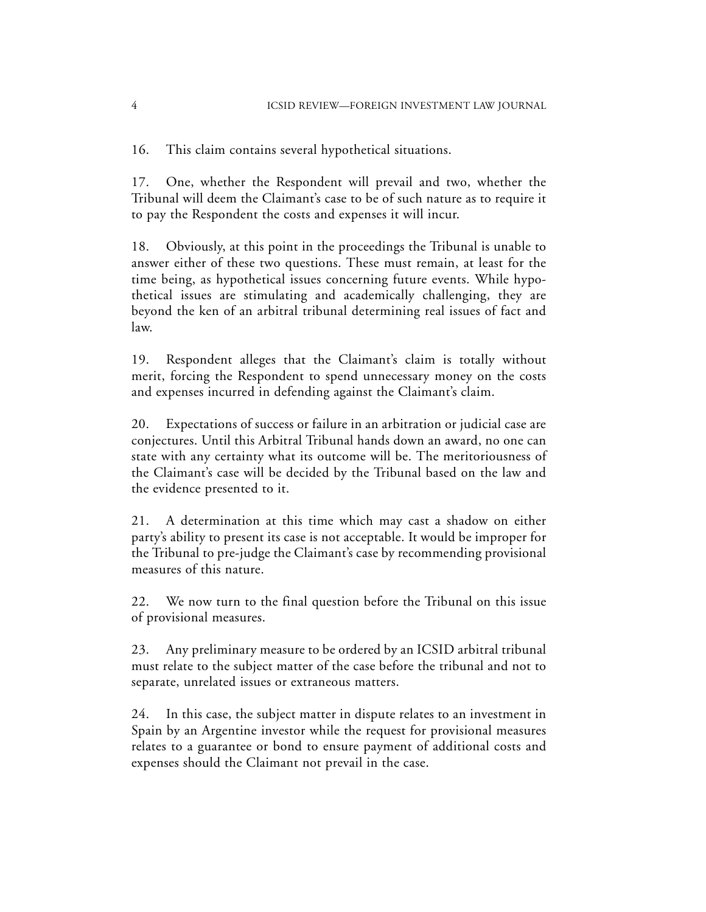16. This claim contains several hypothetical situations.

17. One, whether the Respondent will prevail and two, whether the Tribunal will deem the Claimant's case to be of such nature as to require it to pay the Respondent the costs and expenses it will incur.

18. Obviously, at this point in the proceedings the Tribunal is unable to answer either of these two questions. These must remain, at least for the time being, as hypothetical issues concerning future events. While hypothetical issues are stimulating and academically challenging, they are beyond the ken of an arbitral tribunal determining real issues of fact and law.

19. Respondent alleges that the Claimant's claim is totally without merit, forcing the Respondent to spend unnecessary money on the costs and expenses incurred in defending against the Claimant's claim.

20. Expectations of success or failure in an arbitration or judicial case are conjectures. Until this Arbitral Tribunal hands down an award, no one can state with any certainty what its outcome will be. The meritoriousness of the Claimant's case will be decided by the Tribunal based on the law and the evidence presented to it.

21. A determination at this time which may cast a shadow on either party's ability to present its case is not acceptable. It would be improper for the Tribunal to pre-judge the Claimant's case by recommending provisional measures of this nature.

22. We now turn to the final question before the Tribunal on this issue of provisional measures.

23. Any preliminary measure to be ordered by an ICSID arbitral tribunal must relate to the subject matter of the case before the tribunal and not to separate, unrelated issues or extraneous matters.

24. In this case, the subject matter in dispute relates to an investment in Spain by an Argentine investor while the request for provisional measures relates to a guarantee or bond to ensure payment of additional costs and expenses should the Claimant not prevail in the case.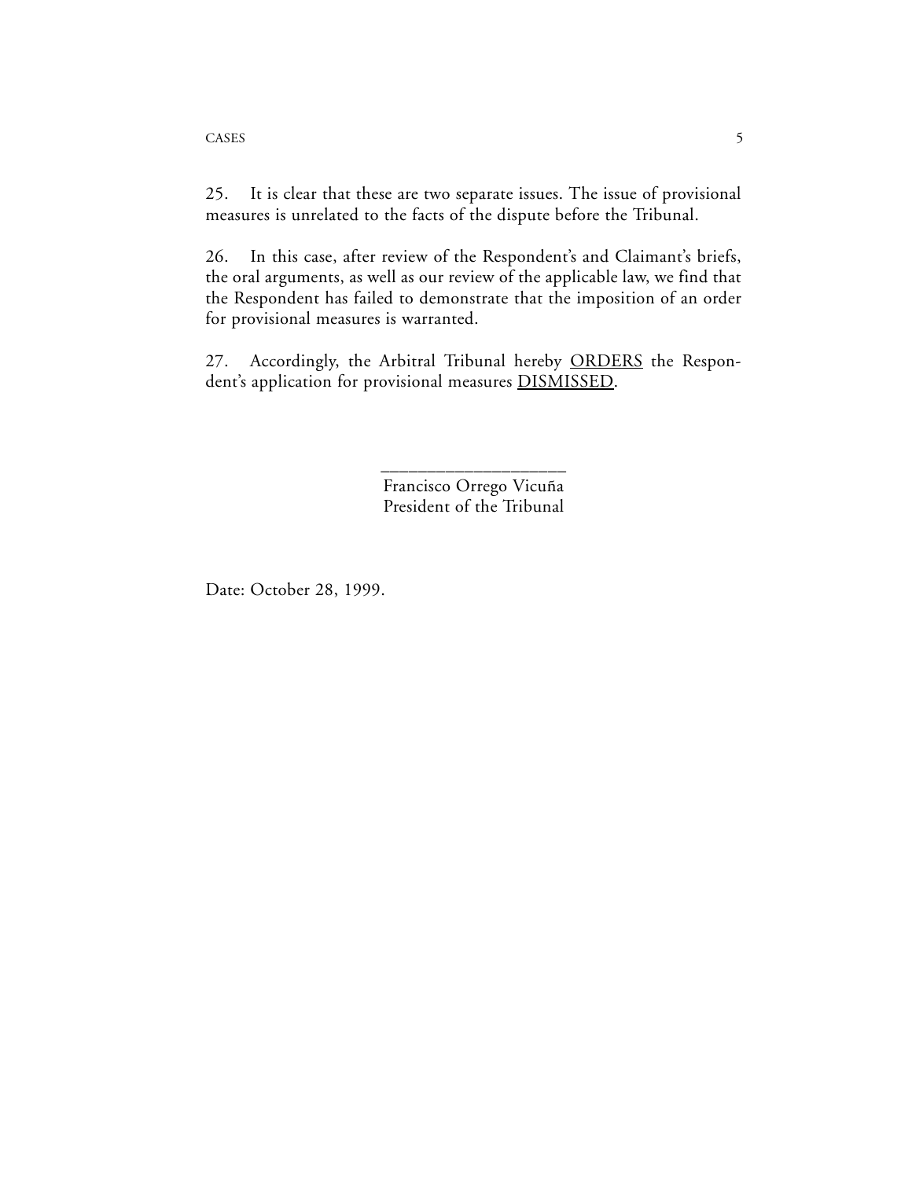25. It is clear that these are two separate issues. The issue of provisional measures is unrelated to the facts of the dispute before the Tribunal.

26. In this case, after review of the Respondent's and Claimant's briefs, the oral arguments, as well as our review of the applicable law, we find that the Respondent has failed to demonstrate that the imposition of an order for provisional measures is warranted.

27. Accordingly, the Arbitral Tribunal hereby <u>ORDERS</u> the Respondent's application for provisional measures <u>DISMISSED</u>.

\_\_\_\_\_\_\_\_\_\_\_\_\_\_\_\_\_\_\_\_
Francisco Orrego Vicuña
President of the Tribunal

Date: October 28, 1999.